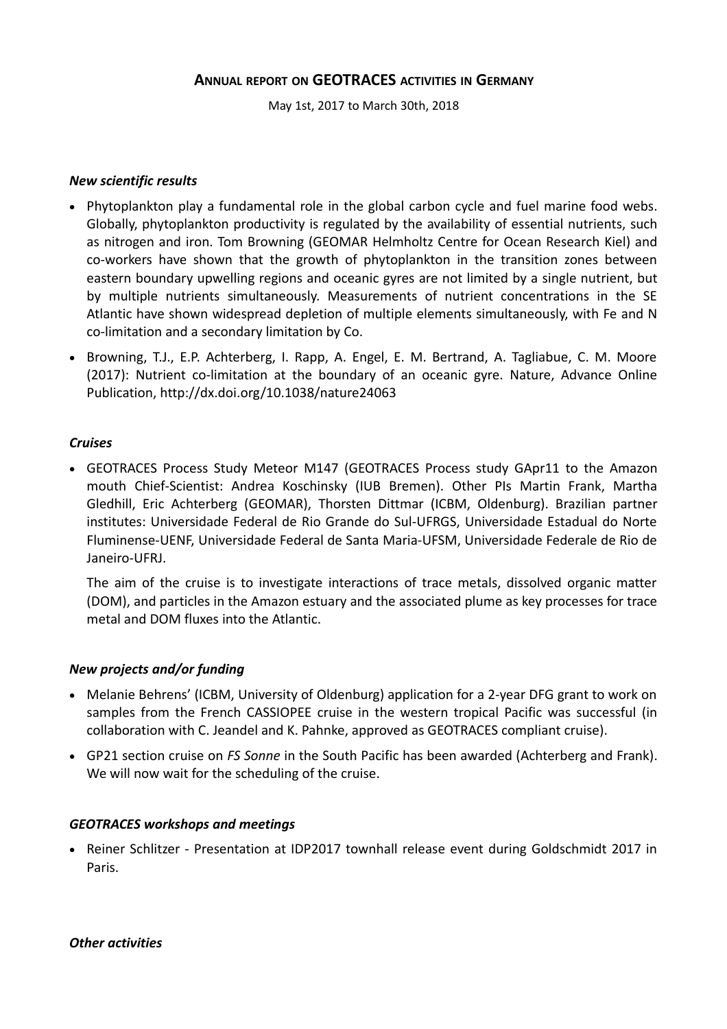# Annual report on GEOTRACES activities in Germany

May 1st, 2017 to March 30th, 2018

### *New scientific results*

- Phytoplankton play a fundamental role in the global carbon cycle and fuel marine food webs. Globally, phytoplankton productivity is regulated by the availability of essential nutrients, such as nitrogen and iron. Tom Browning (GEOMAR Helmholtz Centre for Ocean Research Kiel) and co-workers have shown that the growth of phytoplankton in the transition zones between eastern boundary upwelling regions and oceanic gyres are not limited by a single nutrient, but by multiple nutrients simultaneously. Measurements of nutrient concentrations in the SE Atlantic have shown widespread depletion of multiple elements simultaneously, with Fe and N co-limitation and a secondary limitation by Co.
- Browning, T.J., E.P. Achterberg, I. Rapp, A. Engel, E. M. Bertrand, A. Tagliabue, C. M. Moore (2017): Nutrient co-limitation at the boundary of an oceanic gyre. Nature, Advance Online Publication, http://dx.doi.org/10.1038/nature24063

### *Cruises*

- GEOTRACES Process Study Meteor M147 (GEOTRACES Process study GApr11 to the Amazon mouth Chief-Scientist: Andrea Koschinsky (IUB Bremen). Other PIs Martin Frank, Martha Gledhill, Eric Achterberg (GEOMAR), Thorsten Dittmar (ICBM, Oldenburg). Brazilian partner institutes: Universidade Federal de Rio Grande do Sul-UFRGS, Universidade Estadual do Norte Fluminense-UENF, Universidade Federal de Santa Maria-UFSM, Universidade Federale de Rio de Janeiro-UFRJ.

  The aim of the cruise is to investigate interactions of trace metals, dissolved organic matter (DOM), and particles in the Amazon estuary and the associated plume as key processes for trace metal and DOM fluxes into the Atlantic.

### *New projects and/or funding*

- Melanie Behrens' (ICBM, University of Oldenburg) application for a 2-year DFG grant to work on samples from the French CASSIOPEE cruise in the western tropical Pacific was successful (in collaboration with C. Jeandel and K. Pahnke, approved as GEOTRACES compliant cruise).
- GP21 section cruise on *FS Sonne* in the South Pacific has been awarded (Achterberg and Frank). We will now wait for the scheduling of the cruise.

### *GEOTRACES workshops and meetings*

- Reiner Schlitzer - Presentation at IDP2017 townhall release event during Goldschmidt 2017 in Paris.

### *Other activities*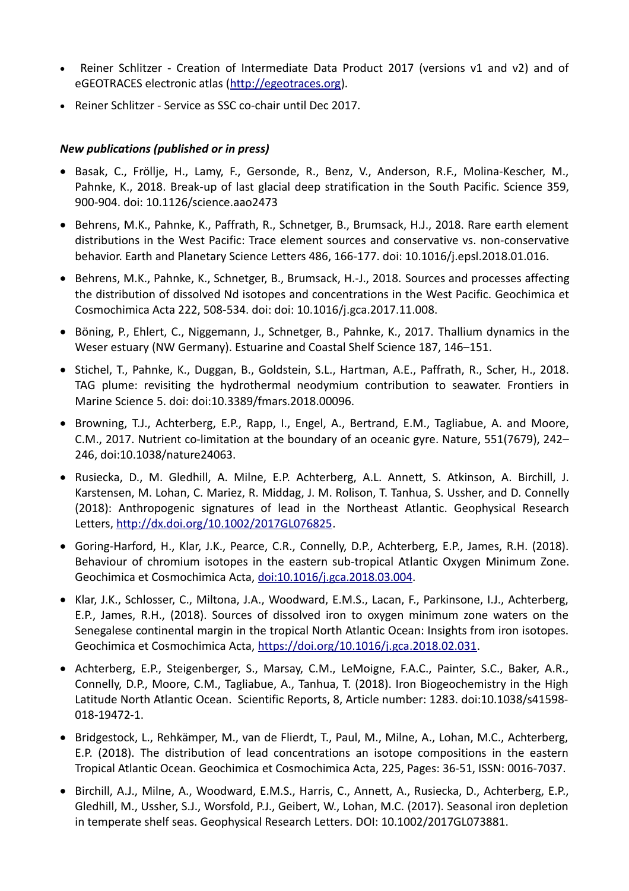- Reiner Schlitzer - Creation of Intermediate Data Product 2017 (versions v1 and v2) and of eGEOTRACES electronic atlas (http://egeotraces.org).
- Reiner Schlitzer - Service as SSC co-chair until Dec 2017.

***New publications (published or in press)***

- Basak, C., Fröllje, H., Lamy, F., Gersonde, R., Benz, V., Anderson, R.F., Molina-Kescher, M., Pahnke, K., 2018. Break-up of last glacial deep stratification in the South Pacific. Science 359, 900-904. doi: 10.1126/science.aao2473
- Behrens, M.K., Pahnke, K., Paffrath, R., Schnetger, B., Brumsack, H.J., 2018. Rare earth element distributions in the West Pacific: Trace element sources and conservative vs. non-conservative behavior. Earth and Planetary Science Letters 486, 166-177. doi: 10.1016/j.epsl.2018.01.016.
- Behrens, M.K., Pahnke, K., Schnetger, B., Brumsack, H.-J., 2018. Sources and processes affecting the distribution of dissolved Nd isotopes and concentrations in the West Pacific. Geochimica et Cosmochimica Acta 222, 508-534. doi: doi: 10.1016/j.gca.2017.11.008.
- Böning, P., Ehlert, C., Niggemann, J., Schnetger, B., Pahnke, K., 2017. Thallium dynamics in the Weser estuary (NW Germany). Estuarine and Coastal Shelf Science 187, 146–151.
- Stichel, T., Pahnke, K., Duggan, B., Goldstein, S.L., Hartman, A.E., Paffrath, R., Scher, H., 2018. TAG plume: revisiting the hydrothermal neodymium contribution to seawater. Frontiers in Marine Science 5. doi: doi:10.3389/fmars.2018.00096.
- Browning, T.J., Achterberg, E.P., Rapp, I., Engel, A., Bertrand, E.M., Tagliabue, A. and Moore, C.M., 2017. Nutrient co-limitation at the boundary of an oceanic gyre. Nature, 551(7679), 242–246, doi:10.1038/nature24063.
- Rusiecka, D., M. Gledhill, A. Milne, E.P. Achterberg, A.L. Annett, S. Atkinson, A. Birchill, J. Karstensen, M. Lohan, C. Mariez, R. Middag, J. M. Rolison, T. Tanhua, S. Ussher, and D. Connelly (2018): Anthropogenic signatures of lead in the Northeast Atlantic. Geophysical Research Letters, http://dx.doi.org/10.1002/2017GL076825.
- Goring-Harford, H., Klar, J.K., Pearce, C.R., Connelly, D.P., Achterberg, E.P., James, R.H. (2018). Behaviour of chromium isotopes in the eastern sub-tropical Atlantic Oxygen Minimum Zone. Geochimica et Cosmochimica Acta, doi:10.1016/j.gca.2018.03.004.
- Klar, J.K., Schlosser, C., Miltona, J.A., Woodward, E.M.S., Lacan, F., Parkinsone, I.J., Achterberg, E.P., James, R.H., (2018). Sources of dissolved iron to oxygen minimum zone waters on the Senegalese continental margin in the tropical North Atlantic Ocean: Insights from iron isotopes. Geochimica et Cosmochimica Acta, https://doi.org/10.1016/j.gca.2018.02.031.
- Achterberg, E.P., Steigenberger, S., Marsay, C.M., LeMoigne, F.A.C., Painter, S.C., Baker, A.R., Connelly, D.P., Moore, C.M., Tagliabue, A., Tanhua, T. (2018). Iron Biogeochemistry in the High Latitude North Atlantic Ocean. Scientific Reports, 8, Article number: 1283. doi:10.1038/s41598-018-19472-1.
- Bridgestock, L., Rehkämper, M., van de Flierdt, T., Paul, M., Milne, A., Lohan, M.C., Achterberg, E.P. (2018). The distribution of lead concentrations an isotope compositions in the eastern Tropical Atlantic Ocean. Geochimica et Cosmochimica Acta, 225, Pages: 36-51, ISSN: 0016-7037.
- Birchill, A.J., Milne, A., Woodward, E.M.S., Harris, C., Annett, A., Rusiecka, D., Achterberg, E.P., Gledhill, M., Ussher, S.J., Worsfold, P.J., Geibert, W., Lohan, M.C. (2017). Seasonal iron depletion in temperate shelf seas. Geophysical Research Letters. DOI: 10.1002/2017GL073881.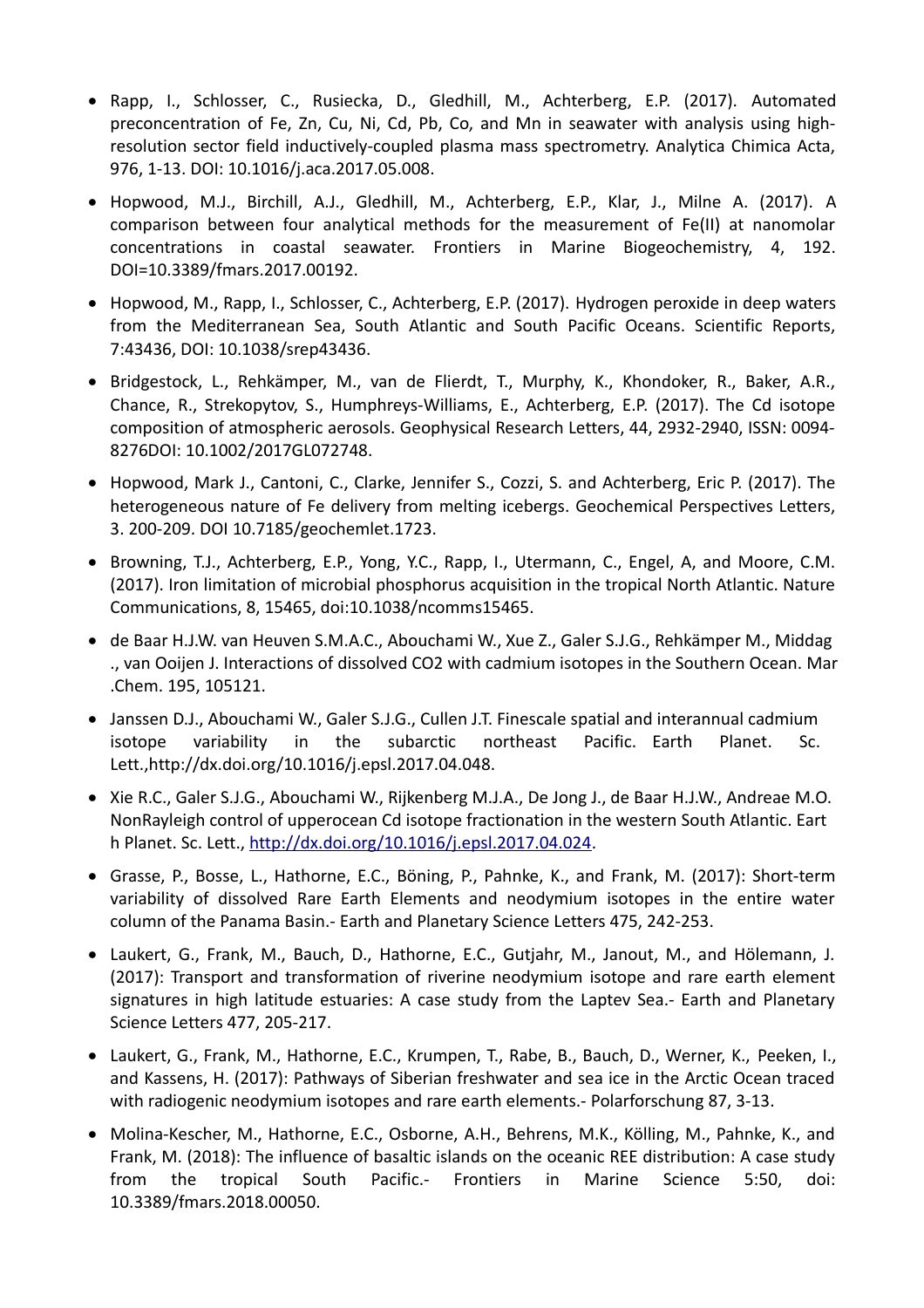- Rapp, I., Schlosser, C., Rusiecka, D., Gledhill, M., Achterberg, E.P. (2017). Automated preconcentration of Fe, Zn, Cu, Ni, Cd, Pb, Co, and Mn in seawater with analysis using high-resolution sector field inductively-coupled plasma mass spectrometry. Analytica Chimica Acta, 976, 1-13. DOI: 10.1016/j.aca.2017.05.008.
- Hopwood, M.J., Birchill, A.J., Gledhill, M., Achterberg, E.P., Klar, J., Milne A. (2017). A comparison between four analytical methods for the measurement of Fe(II) at nanomolar concentrations in coastal seawater. Frontiers in Marine Biogeochemistry, 4, 192. DOI=10.3389/fmars.2017.00192.
- Hopwood, M., Rapp, I., Schlosser, C., Achterberg, E.P. (2017). Hydrogen peroxide in deep waters from the Mediterranean Sea, South Atlantic and South Pacific Oceans. Scientific Reports, 7:43436, DOI: 10.1038/srep43436.
- Bridgestock, L., Rehkämper, M., van de Flierdt, T., Murphy, K., Khondoker, R., Baker, A.R., Chance, R., Strekopytov, S., Humphreys-Williams, E., Achterberg, E.P. (2017). The Cd isotope composition of atmospheric aerosols. Geophysical Research Letters, 44, 2932-2940, ISSN: 0094-8276DOI: 10.1002/2017GL072748.
- Hopwood, Mark J., Cantoni, C., Clarke, Jennifer S., Cozzi, S. and Achterberg, Eric P. (2017). The heterogeneous nature of Fe delivery from melting icebergs. Geochemical Perspectives Letters, 3. 200-209. DOI 10.7185/geochemlet.1723.
- Browning, T.J., Achterberg, E.P., Yong, Y.C., Rapp, I., Utermann, C., Engel, A, and Moore, C.M. (2017). Iron limitation of microbial phosphorus acquisition in the tropical North Atlantic. Nature Communications, 8, 15465, doi:10.1038/ncomms15465.
- de Baar H.J.W. van Heuven S.M.A.C., Abouchami W., Xue Z., Galer S.J.G., Rehkämper M., Middag ., van Ooijen J. Interactions of dissolved CO2 with cadmium isotopes in the Southern Ocean. Mar .Chem. 195, 105121.
- Janssen D.J., Abouchami W., Galer S.J.G., Cullen J.T. Finescale spatial and interannual cadmium isotope variability in the subarctic northeast Pacific. Earth Planet. Sc. Lett.,http://dx.doi.org/10.1016/j.epsl.2017.04.048.
- Xie R.C., Galer S.J.G., Abouchami W., Rijkenberg M.J.A., De Jong J., de Baar H.J.W., Andreae M.O. NonRayleigh control of upperocean Cd isotope fractionation in the western South Atlantic. Eart h Planet. Sc. Lett., http://dx.doi.org/10.1016/j.epsl.2017.04.024.
- Grasse, P., Bosse, L., Hathorne, E.C., Böning, P., Pahnke, K., and Frank, M. (2017): Short-term variability of dissolved Rare Earth Elements and neodymium isotopes in the entire water column of the Panama Basin.- Earth and Planetary Science Letters 475, 242-253.
- Laukert, G., Frank, M., Bauch, D., Hathorne, E.C., Gutjahr, M., Janout, M., and Hölemann, J. (2017): Transport and transformation of riverine neodymium isotope and rare earth element signatures in high latitude estuaries: A case study from the Laptev Sea.- Earth and Planetary Science Letters 477, 205-217.
- Laukert, G., Frank, M., Hathorne, E.C., Krumpen, T., Rabe, B., Bauch, D., Werner, K., Peeken, I., and Kassens, H. (2017): Pathways of Siberian freshwater and sea ice in the Arctic Ocean traced with radiogenic neodymium isotopes and rare earth elements.- Polarforschung 87, 3-13.
- Molina-Kescher, M., Hathorne, E.C., Osborne, A.H., Behrens, M.K., Kölling, M., Pahnke, K., and Frank, M. (2018): The influence of basaltic islands on the oceanic REE distribution: A case study from the tropical South Pacific.- Frontiers in Marine Science 5:50, doi: 10.3389/fmars.2018.00050.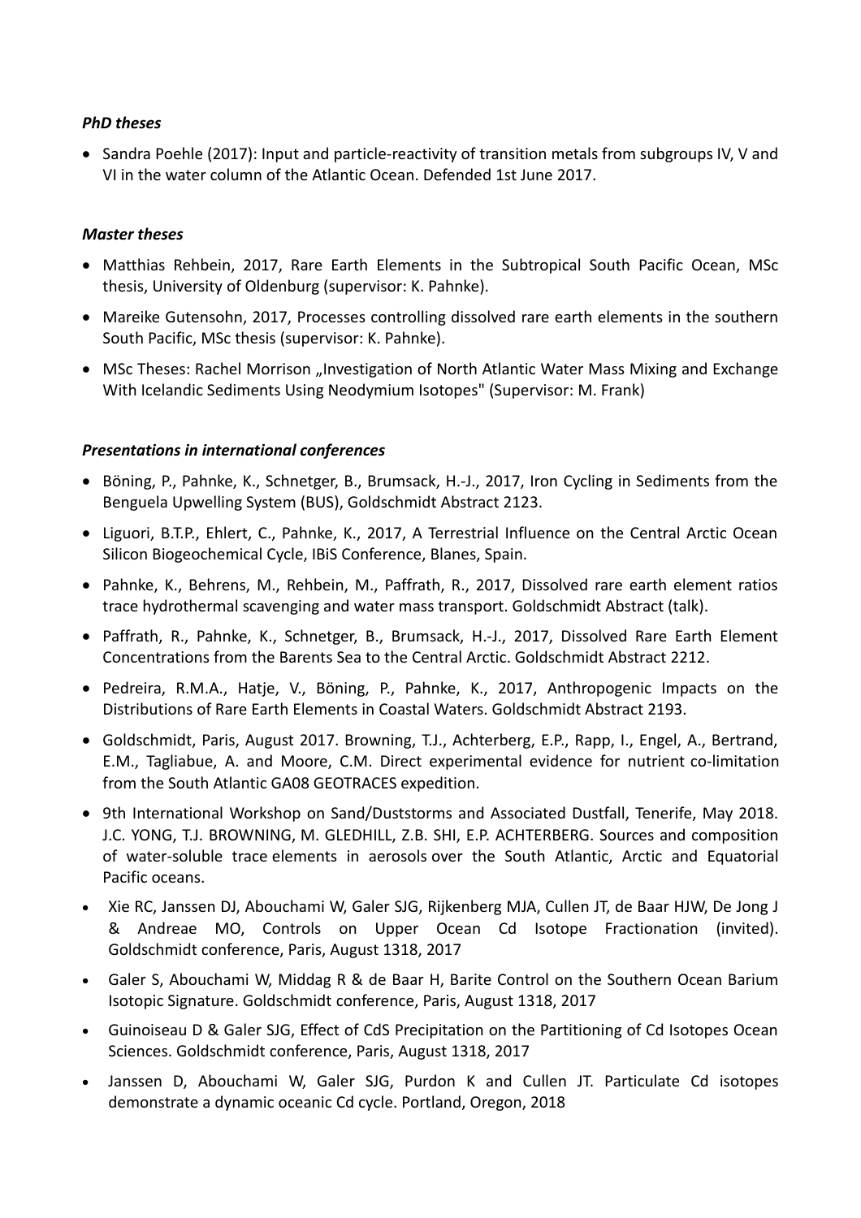### *PhD theses*

- Sandra Poehle (2017): Input and particle-reactivity of transition metals from subgroups IV, V and VI in the water column of the Atlantic Ocean. Defended 1st June 2017.

### *Master theses*

- Matthias Rehbein, 2017, Rare Earth Elements in the Subtropical South Pacific Ocean, MSc thesis, University of Oldenburg (supervisor: K. Pahnke).
- Mareike Gutensohn, 2017, Processes controlling dissolved rare earth elements in the southern South Pacific, MSc thesis (supervisor: K. Pahnke).
- MSc Theses: Rachel Morrison „Investigation of North Atlantic Water Mass Mixing and Exchange With Icelandic Sediments Using Neodymium Isotopes" (Supervisor: M. Frank)

### *Presentations in international conferences*

- Böning, P., Pahnke, K., Schnetger, B., Brumsack, H.-J., 2017, Iron Cycling in Sediments from the Benguela Upwelling System (BUS), Goldschmidt Abstract 2123.
- Liguori, B.T.P., Ehlert, C., Pahnke, K., 2017, A Terrestrial Influence on the Central Arctic Ocean Silicon Biogeochemical Cycle, IBiS Conference, Blanes, Spain.
- Pahnke, K., Behrens, M., Rehbein, M., Paffrath, R., 2017, Dissolved rare earth element ratios trace hydrothermal scavenging and water mass transport. Goldschmidt Abstract (talk).
- Paffrath, R., Pahnke, K., Schnetger, B., Brumsack, H.-J., 2017, Dissolved Rare Earth Element Concentrations from the Barents Sea to the Central Arctic. Goldschmidt Abstract 2212.
- Pedreira, R.M.A., Hatje, V., Böning, P., Pahnke, K., 2017, Anthropogenic Impacts on the Distributions of Rare Earth Elements in Coastal Waters. Goldschmidt Abstract 2193.
- Goldschmidt, Paris, August 2017. Browning, T.J., Achterberg, E.P., Rapp, I., Engel, A., Bertrand, E.M., Tagliabue, A. and Moore, C.M. Direct experimental evidence for nutrient co-limitation from the South Atlantic GA08 GEOTRACES expedition.
- 9th International Workshop on Sand/Duststorms and Associated Dustfall, Tenerife, May 2018. J.C. YONG, T.J. BROWNING, M. GLEDHILL, Z.B. SHI, E.P. ACHTERBERG. Sources and composition of water-soluble trace elements in aerosols over the South Atlantic, Arctic and Equatorial Pacific oceans.
- Xie RC, Janssen DJ, Abouchami W, Galer SJG, Rijkenberg MJA, Cullen JT, de Baar HJW, De Jong J & Andreae MO, Controls on Upper Ocean Cd Isotope Fractionation (invited). Goldschmidt conference, Paris, August 1318, 2017
- Galer S, Abouchami W, Middag R & de Baar H, Barite Control on the Southern Ocean Barium Isotopic Signature. Goldschmidt conference, Paris, August 1318, 2017
- Guinoiseau D & Galer SJG, Effect of CdS Precipitation on the Partitioning of Cd Isotopes Ocean Sciences. Goldschmidt conference, Paris, August 1318, 2017
- Janssen D, Abouchami W, Galer SJG, Purdon K and Cullen JT. Particulate Cd isotopes demonstrate a dynamic oceanic Cd cycle. Portland, Oregon, 2018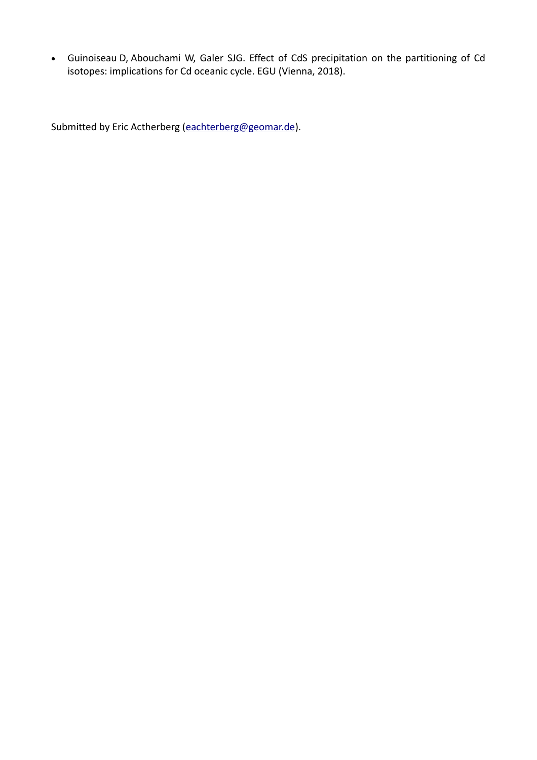- Guinoiseau D, Abouchami W, Galer SJG. Effect of CdS precipitation on the partitioning of Cd isotopes: implications for Cd oceanic cycle. EGU (Vienna, 2018).

Submitted by Eric Actherberg (eachterberg@geomar.de).